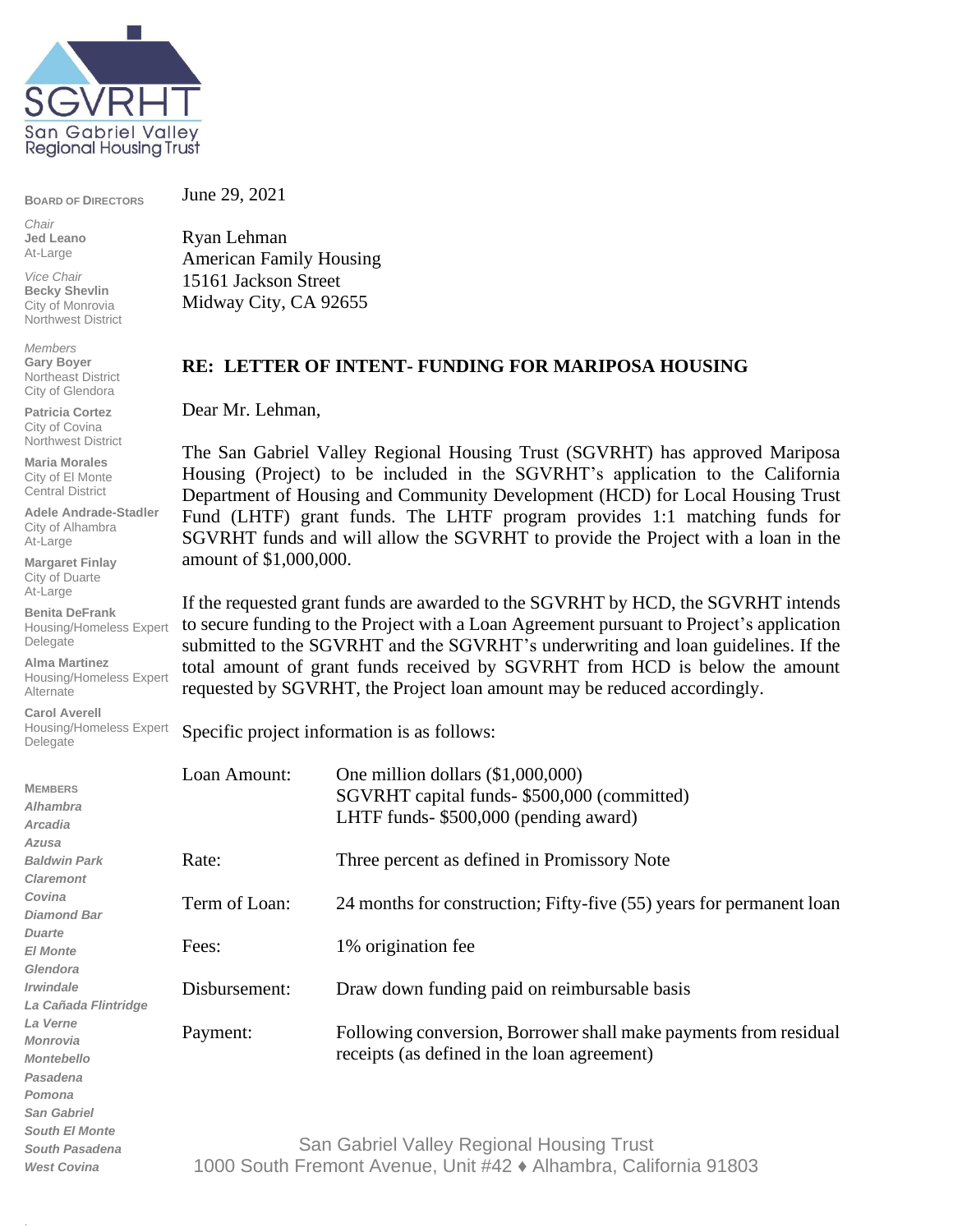**SGVRHT**
San Gabriel Valley Regional Housing Trust

**BOARD OF DIRECTORS**

*Chair*
**Jed Leano**
At-Large

*Vice Chair*
**Becky Shevlin**
City of Monrovia
Northwest District

*Members*
**Gary Boyer**
Northeast District
City of Glendora

**Patricia Cortez**
City of Covina
Northwest District

**Maria Morales**
City of El Monte
Central District

**Adele Andrade-Stadler**
City of Alhambra
At-Large

**Margaret Finlay**
City of Duarte
At-Large

**Benita DeFrank**
Housing/Homeless Expert
Delegate

**Alma Martinez**
Housing/Homeless Expert
Alternate

**Carol Averell**
Housing/Homeless Expert
Delegate

**MEMBERS**
*Alhambra*
*Arcadia*
*Azusa*
*Baldwin Park*
*Claremont*
*Covina*
*Diamond Bar*
*Duarte*
*El Monte*
*Glendora*
*Irwindale*
*La Cañada Flintridge*
*La Verne*
*Monrovia*
*Montebello*
*Pasadena*
*Pomona*
*San Gabriel*
*South El Monte*
*South Pasadena*
*West Covina*

June 29, 2021

Ryan Lehman
American Family Housing
15161 Jackson Street
Midway City, CA 92655

**RE: LETTER OF INTENT- FUNDING FOR MARIPOSA HOUSING**

Dear Mr. Lehman,

The San Gabriel Valley Regional Housing Trust (SGVRHT) has approved Mariposa Housing (Project) to be included in the SGVRHT's application to the California Department of Housing and Community Development (HCD) for Local Housing Trust Fund (LHTF) grant funds. The LHTF program provides 1:1 matching funds for SGVRHT funds and will allow the SGVRHT to provide the Project with a loan in the amount of $1,000,000.

If the requested grant funds are awarded to the SGVRHT by HCD, the SGVRHT intends to secure funding to the Project with a Loan Agreement pursuant to Project's application submitted to the SGVRHT and the SGVRHT's underwriting and loan guidelines. If the total amount of grant funds received by SGVRHT from HCD is below the amount requested by SGVRHT, the Project loan amount may be reduced accordingly.

Specific project information is as follows:

| | |
|---|---|
| Loan Amount: | One million dollars ($1,000,000)<br>SGVRHT capital funds- $500,000 (committed)<br>LHTF funds- $500,000 (pending award) |
| Rate: | Three percent as defined in Promissory Note |
| Term of Loan: | 24 months for construction; Fifty-five (55) years for permanent loan |
| Fees: | 1% origination fee |
| Disbursement: | Draw down funding paid on reimbursable basis |
| Payment: | Following conversion, Borrower shall make payments from residual receipts (as defined in the loan agreement) |

San Gabriel Valley Regional Housing Trust
1000 South Fremont Avenue, Unit #42 ♦ Alhambra, California 91803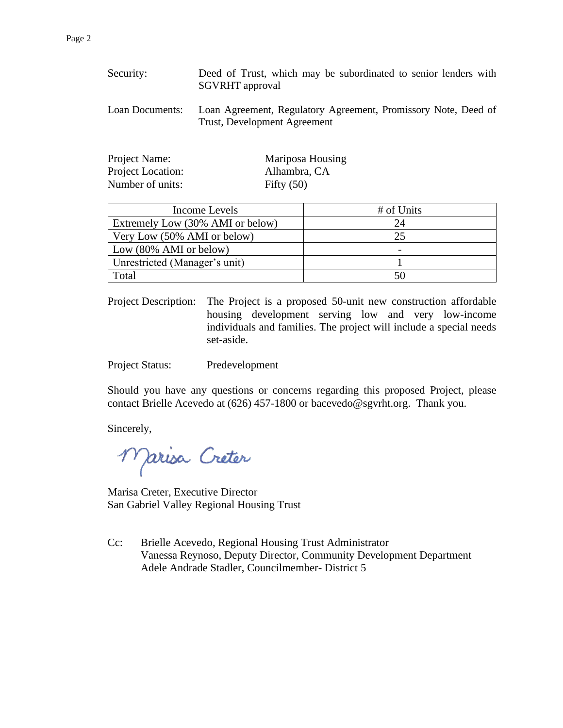Security: Deed of Trust, which may be subordinated to senior lenders with SGVRHT approval

Loan Documents: Loan Agreement, Regulatory Agreement, Promissory Note, Deed of Trust, Development Agreement

Project Name: Mariposa Housing
Project Location: Alhambra, CA
Number of units: Fifty (50)

| Income Levels | # of Units |
|---|---|
| Extremely Low (30% AMI or below) | 24 |
| Very Low (50% AMI or below) | 25 |
| Low (80% AMI or below) | - |
| Unrestricted (Manager's unit) | 1 |
| Total | 50 |

Project Description: The Project is a proposed 50-unit new construction affordable housing development serving low and very low-income individuals and families. The project will include a special needs set-aside.

Project Status: Predevelopment

Should you have any questions or concerns regarding this proposed Project, please contact Brielle Acevedo at (626) 457-1800 or bacevedo@sgvrht.org. Thank you.

Sincerely,

Marisa Creter

Marisa Creter, Executive Director
San Gabriel Valley Regional Housing Trust

Cc: Brielle Acevedo, Regional Housing Trust Administrator
Vanessa Reynoso, Deputy Director, Community Development Department
Adele Andrade Stadler, Councilmember- District 5